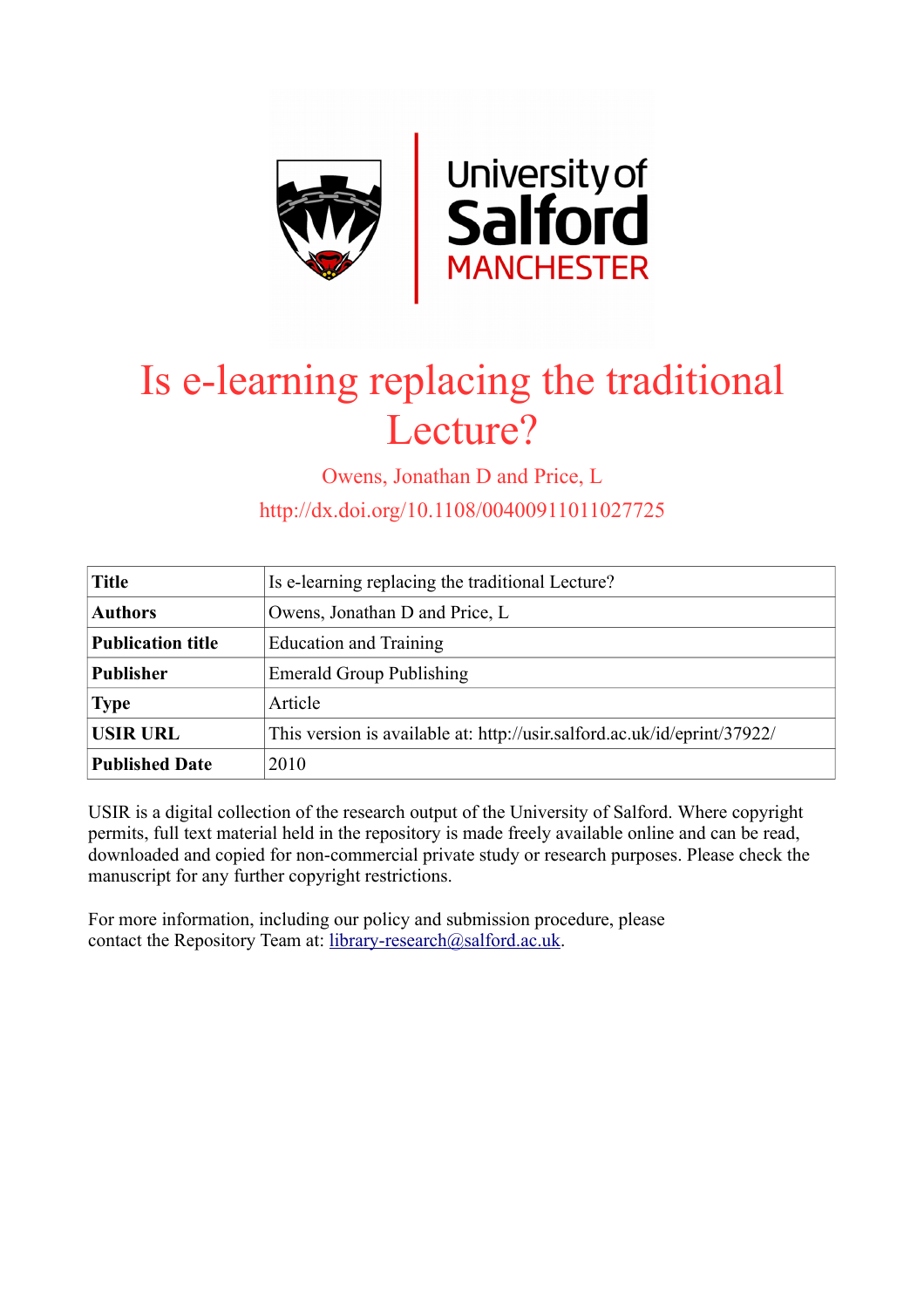University of Salford MANCHESTER

# Is e-learning replacing the traditional Lecture?

Owens, Jonathan D and Price, L

http://dx.doi.org/10.1108/00400911011027725

| | |
|---|---|
| **Title** | Is e-learning replacing the traditional Lecture? |
| **Authors** | Owens, Jonathan D and Price, L |
| **Publication title** | Education and Training |
| **Publisher** | Emerald Group Publishing |
| **Type** | Article |
| **USIR URL** | This version is available at: http://usir.salford.ac.uk/id/eprint/37922/ |
| **Published Date** | 2010 |

USIR is a digital collection of the research output of the University of Salford. Where copyright permits, full text material held in the repository is made freely available online and can be read, downloaded and copied for non-commercial private study or research purposes. Please check the manuscript for any further copyright restrictions.

For more information, including our policy and submission procedure, please contact the Repository Team at: library-research@salford.ac.uk.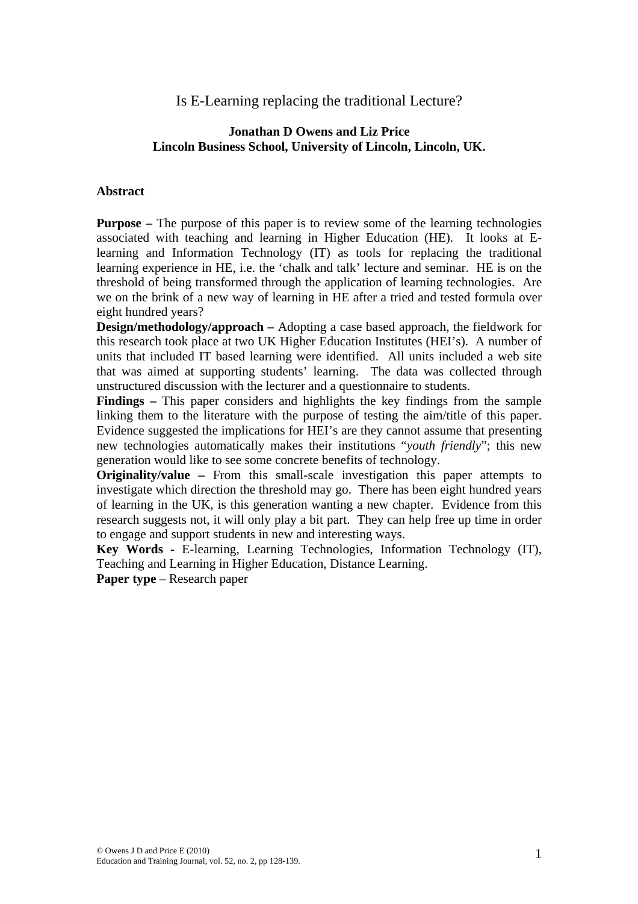# Is E-Learning replacing the traditional Lecture?

**Jonathan D Owens and Liz Price**
**Lincoln Business School, University of Lincoln, Lincoln, UK.**

## Abstract

**Purpose –** The purpose of this paper is to review some of the learning technologies associated with teaching and learning in Higher Education (HE). It looks at E-learning and Information Technology (IT) as tools for replacing the traditional learning experience in HE, i.e. the 'chalk and talk' lecture and seminar. HE is on the threshold of being transformed through the application of learning technologies. Are we on the brink of a new way of learning in HE after a tried and tested formula over eight hundred years?

**Design/methodology/approach –** Adopting a case based approach, the fieldwork for this research took place at two UK Higher Education Institutes (HEI's). A number of units that included IT based learning were identified. All units included a web site that was aimed at supporting students' learning. The data was collected through unstructured discussion with the lecturer and a questionnaire to students.

**Findings –** This paper considers and highlights the key findings from the sample linking them to the literature with the purpose of testing the aim/title of this paper. Evidence suggested the implications for HEI's are they cannot assume that presenting new technologies automatically makes their institutions "*youth friendly*"; this new generation would like to see some concrete benefits of technology.

**Originality/value –** From this small-scale investigation this paper attempts to investigate which direction the threshold may go. There has been eight hundred years of learning in the UK, is this generation wanting a new chapter. Evidence from this research suggests not, it will only play a bit part. They can help free up time in order to engage and support students in new and interesting ways.

**Key Words -** E-learning, Learning Technologies, Information Technology (IT), Teaching and Learning in Higher Education, Distance Learning.

**Paper type** – Research paper

© Owens J D and Price E (2010)
Education and Training Journal, vol. 52, no. 2, pp 128-139.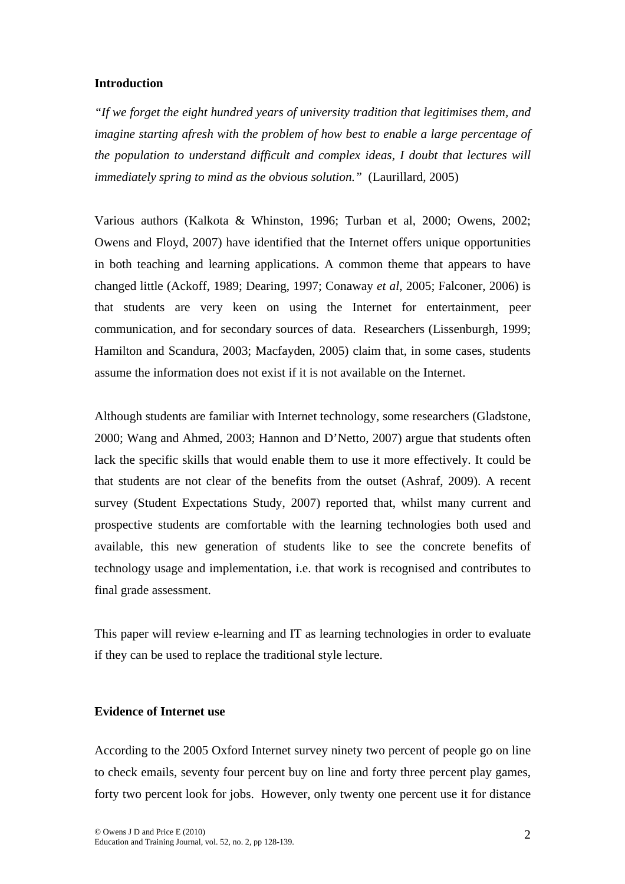## Introduction

*"If we forget the eight hundred years of university tradition that legitimises them, and imagine starting afresh with the problem of how best to enable a large percentage of the population to understand difficult and complex ideas, I doubt that lectures will immediately spring to mind as the obvious solution."* (Laurillard, 2005)

Various authors (Kalkota & Whinston, 1996; Turban et al, 2000; Owens, 2002; Owens and Floyd, 2007) have identified that the Internet offers unique opportunities in both teaching and learning applications. A common theme that appears to have changed little (Ackoff, 1989; Dearing, 1997; Conaway *et al*, 2005; Falconer, 2006) is that students are very keen on using the Internet for entertainment, peer communication, and for secondary sources of data. Researchers (Lissenburgh, 1999; Hamilton and Scandura, 2003; Macfayden, 2005) claim that, in some cases, students assume the information does not exist if it is not available on the Internet.

Although students are familiar with Internet technology, some researchers (Gladstone, 2000; Wang and Ahmed, 2003; Hannon and D'Netto, 2007) argue that students often lack the specific skills that would enable them to use it more effectively. It could be that students are not clear of the benefits from the outset (Ashraf, 2009). A recent survey (Student Expectations Study, 2007) reported that, whilst many current and prospective students are comfortable with the learning technologies both used and available, this new generation of students like to see the concrete benefits of technology usage and implementation, i.e. that work is recognised and contributes to final grade assessment.

This paper will review e-learning and IT as learning technologies in order to evaluate if they can be used to replace the traditional style lecture.

## Evidence of Internet use

According to the 2005 Oxford Internet survey ninety two percent of people go on line to check emails, seventy four percent buy on line and forty three percent play games, forty two percent look for jobs. However, only twenty one percent use it for distance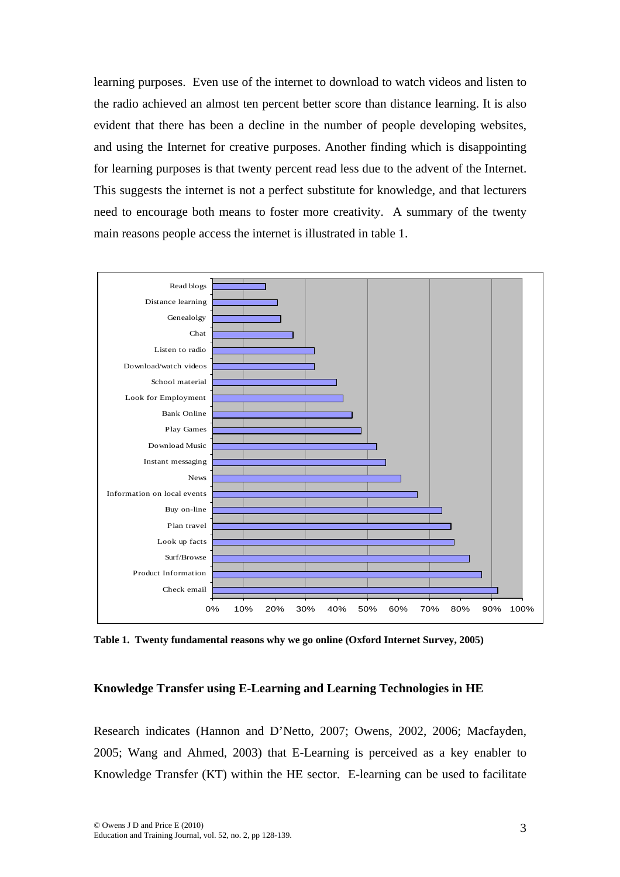learning purposes. Even use of the internet to download to watch videos and listen to the radio achieved an almost ten percent better score than distance learning. It is also evident that there has been a decline in the number of people developing websites, and using the Internet for creative purposes. Another finding which is disappointing for learning purposes is that twenty percent read less due to the advent of the Internet. This suggests the internet is not a perfect substitute for knowledge, and that lecturers need to encourage both means to foster more creativity. A summary of the twenty main reasons people access the internet is illustrated in table 1.

**Table 1. Twenty fundamental reasons why we go online (Oxford Internet Survey, 2005)**

## Knowledge Transfer using E-Learning and Learning Technologies in HE

Research indicates (Hannon and D'Netto, 2007; Owens, 2002, 2006; Macfayden, 2005; Wang and Ahmed, 2003) that E-Learning is perceived as a key enabler to Knowledge Transfer (KT) within the HE sector. E-learning can be used to facilitate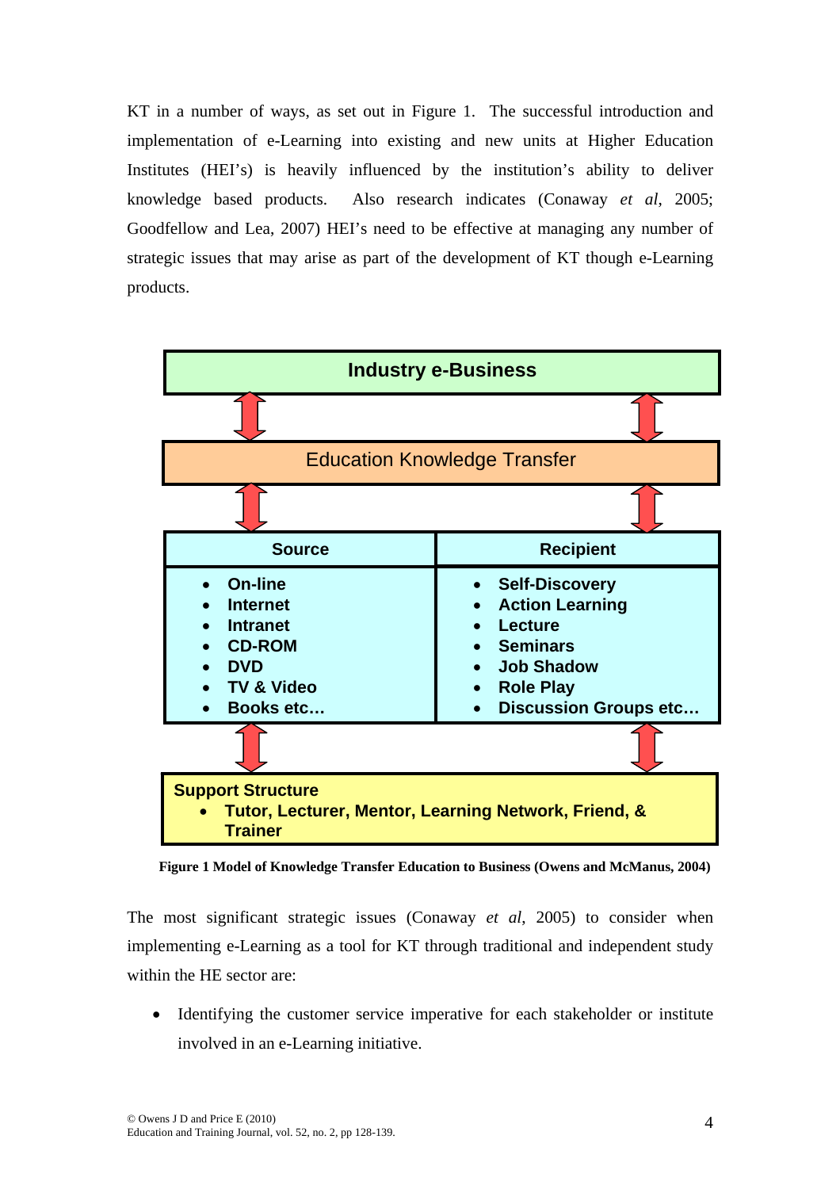KT in a number of ways, as set out in Figure 1. The successful introduction and implementation of e-Learning into existing and new units at Higher Education Institutes (HEI's) is heavily influenced by the institution's ability to deliver knowledge based products. Also research indicates (Conaway *et al*, 2005; Goodfellow and Lea, 2007) HEI's need to be effective at managing any number of strategic issues that may arise as part of the development of KT though e-Learning products.

**Industry e-Business**

↕

Education Knowledge Transfer

↕

| Source | Recipient |
| --- | --- |
| • On-line<br>• Internet<br>• Intranet<br>• CD-ROM<br>• DVD<br>• TV & Video<br>• Books etc… | • Self-Discovery<br>• Action Learning<br>• Lecture<br>• Seminars<br>• Job Shadow<br>• Role Play<br>• Discussion Groups etc… |

↕

**Support Structure**

- **Tutor, Lecturer, Mentor, Learning Network, Friend, & Trainer**

**Figure 1 Model of Knowledge Transfer Education to Business (Owens and McManus, 2004)**

The most significant strategic issues (Conaway *et al*, 2005) to consider when implementing e-Learning as a tool for KT through traditional and independent study within the HE sector are:

- Identifying the customer service imperative for each stakeholder or institute involved in an e-Learning initiative.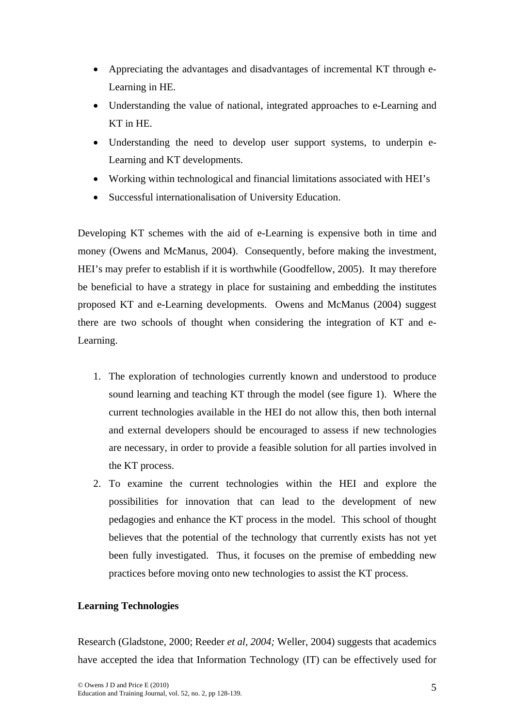- Appreciating the advantages and disadvantages of incremental KT through e-Learning in HE.
- Understanding the value of national, integrated approaches to e-Learning and KT in HE.
- Understanding the need to develop user support systems, to underpin e-Learning and KT developments.
- Working within technological and financial limitations associated with HEI's
- Successful internationalisation of University Education.

Developing KT schemes with the aid of e-Learning is expensive both in time and money (Owens and McManus, 2004). Consequently, before making the investment, HEI's may prefer to establish if it is worthwhile (Goodfellow, 2005). It may therefore be beneficial to have a strategy in place for sustaining and embedding the institutes proposed KT and e-Learning developments. Owens and McManus (2004) suggest there are two schools of thought when considering the integration of KT and e-Learning.

1. The exploration of technologies currently known and understood to produce sound learning and teaching KT through the model (see figure 1). Where the current technologies available in the HEI do not allow this, then both internal and external developers should be encouraged to assess if new technologies are necessary, in order to provide a feasible solution for all parties involved in the KT process.
2. To examine the current technologies within the HEI and explore the possibilities for innovation that can lead to the development of new pedagogies and enhance the KT process in the model. This school of thought believes that the potential of the technology that currently exists has not yet been fully investigated. Thus, it focuses on the premise of embedding new practices before moving onto new technologies to assist the KT process.

**Learning Technologies**

Research (Gladstone, 2000; Reeder *et al, 2004;* Weller, 2004) suggests that academics have accepted the idea that Information Technology (IT) can be effectively used for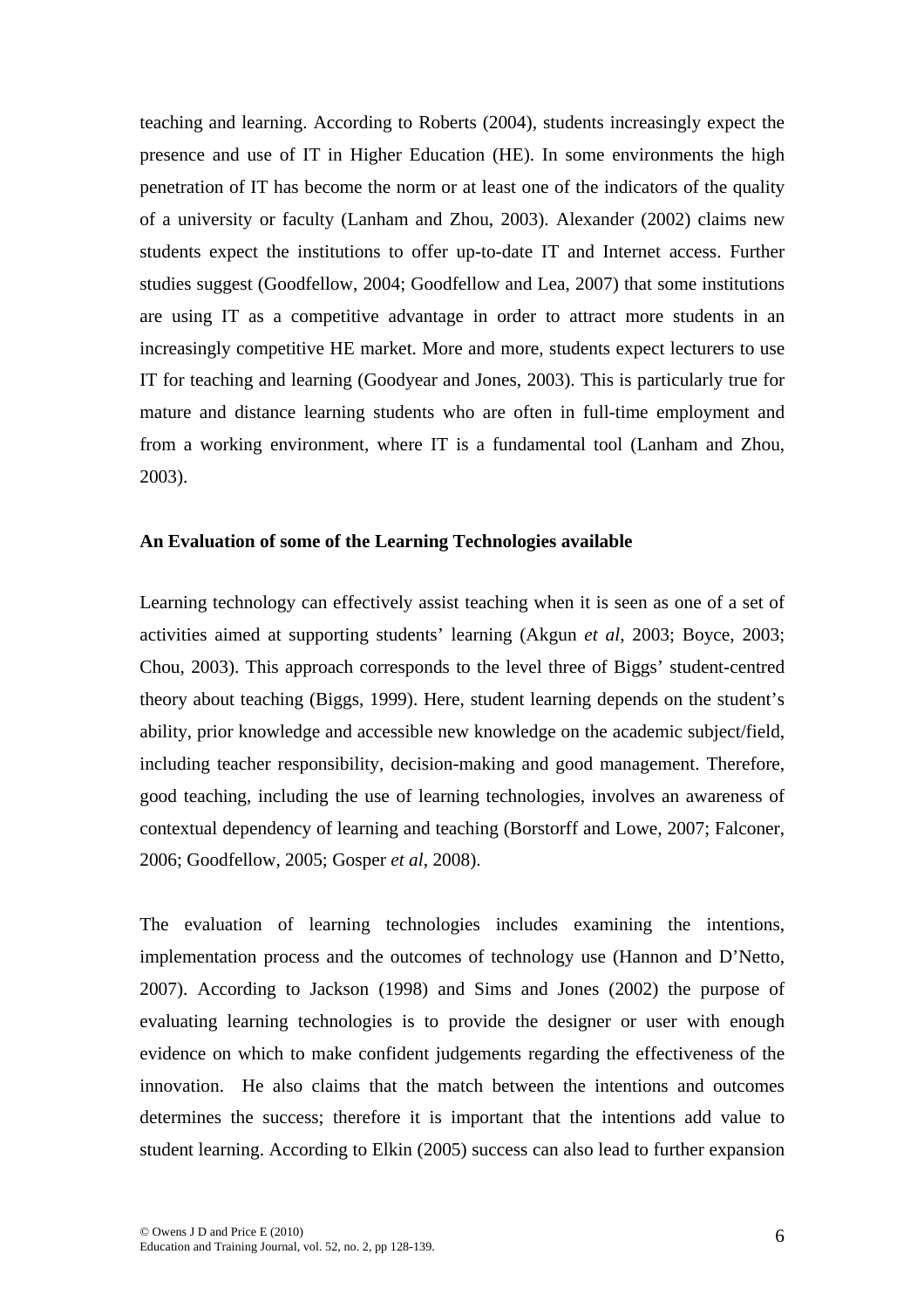teaching and learning. According to Roberts (2004), students increasingly expect the presence and use of IT in Higher Education (HE). In some environments the high penetration of IT has become the norm or at least one of the indicators of the quality of a university or faculty (Lanham and Zhou, 2003). Alexander (2002) claims new students expect the institutions to offer up-to-date IT and Internet access. Further studies suggest (Goodfellow, 2004; Goodfellow and Lea, 2007) that some institutions are using IT as a competitive advantage in order to attract more students in an increasingly competitive HE market. More and more, students expect lecturers to use IT for teaching and learning (Goodyear and Jones, 2003). This is particularly true for mature and distance learning students who are often in full-time employment and from a working environment, where IT is a fundamental tool (Lanham and Zhou, 2003).

**An Evaluation of some of the Learning Technologies available**

Learning technology can effectively assist teaching when it is seen as one of a set of activities aimed at supporting students' learning (Akgun *et al*, 2003; Boyce, 2003; Chou, 2003). This approach corresponds to the level three of Biggs' student-centred theory about teaching (Biggs, 1999). Here, student learning depends on the student's ability, prior knowledge and accessible new knowledge on the academic subject/field, including teacher responsibility, decision-making and good management. Therefore, good teaching, including the use of learning technologies, involves an awareness of contextual dependency of learning and teaching (Borstorff and Lowe, 2007; Falconer, 2006; Goodfellow, 2005; Gosper *et al*, 2008).

The evaluation of learning technologies includes examining the intentions, implementation process and the outcomes of technology use (Hannon and D'Netto, 2007). According to Jackson (1998) and Sims and Jones (2002) the purpose of evaluating learning technologies is to provide the designer or user with enough evidence on which to make confident judgements regarding the effectiveness of the innovation. He also claims that the match between the intentions and outcomes determines the success; therefore it is important that the intentions add value to student learning. According to Elkin (2005) success can also lead to further expansion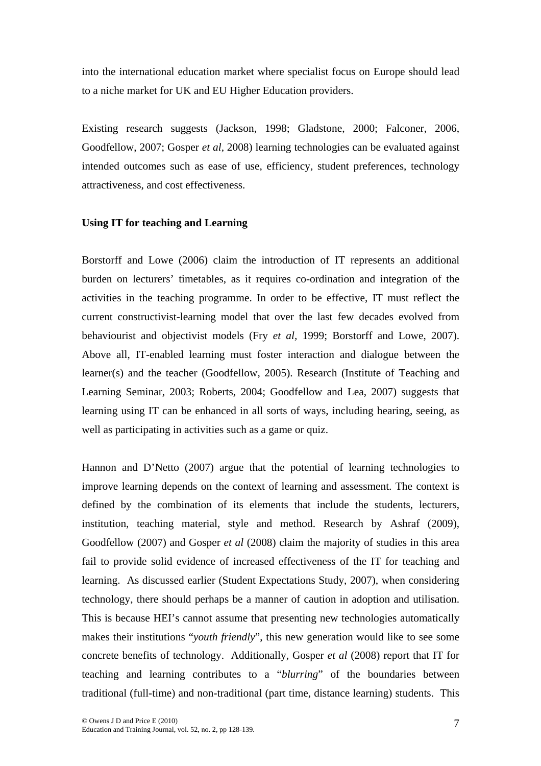into the international education market where specialist focus on Europe should lead to a niche market for UK and EU Higher Education providers.

Existing research suggests (Jackson, 1998; Gladstone, 2000; Falconer, 2006, Goodfellow, 2007; Gosper *et al*, 2008) learning technologies can be evaluated against intended outcomes such as ease of use, efficiency, student preferences, technology attractiveness, and cost effectiveness.

**Using IT for teaching and Learning**

Borstorff and Lowe (2006) claim the introduction of IT represents an additional burden on lecturers' timetables, as it requires co-ordination and integration of the activities in the teaching programme. In order to be effective, IT must reflect the current constructivist-learning model that over the last few decades evolved from behaviourist and objectivist models (Fry *et al*, 1999; Borstorff and Lowe, 2007). Above all, IT-enabled learning must foster interaction and dialogue between the learner(s) and the teacher (Goodfellow, 2005). Research (Institute of Teaching and Learning Seminar, 2003; Roberts, 2004; Goodfellow and Lea, 2007) suggests that learning using IT can be enhanced in all sorts of ways, including hearing, seeing, as well as participating in activities such as a game or quiz.

Hannon and D'Netto (2007) argue that the potential of learning technologies to improve learning depends on the context of learning and assessment. The context is defined by the combination of its elements that include the students, lecturers, institution, teaching material, style and method. Research by Ashraf (2009), Goodfellow (2007) and Gosper *et al* (2008) claim the majority of studies in this area fail to provide solid evidence of increased effectiveness of the IT for teaching and learning. As discussed earlier (Student Expectations Study, 2007), when considering technology, there should perhaps be a manner of caution in adoption and utilisation. This is because HEI's cannot assume that presenting new technologies automatically makes their institutions "*youth friendly*", this new generation would like to see some concrete benefits of technology. Additionally, Gosper *et al* (2008) report that IT for teaching and learning contributes to a "*blurring*" of the boundaries between traditional (full-time) and non-traditional (part time, distance learning) students. This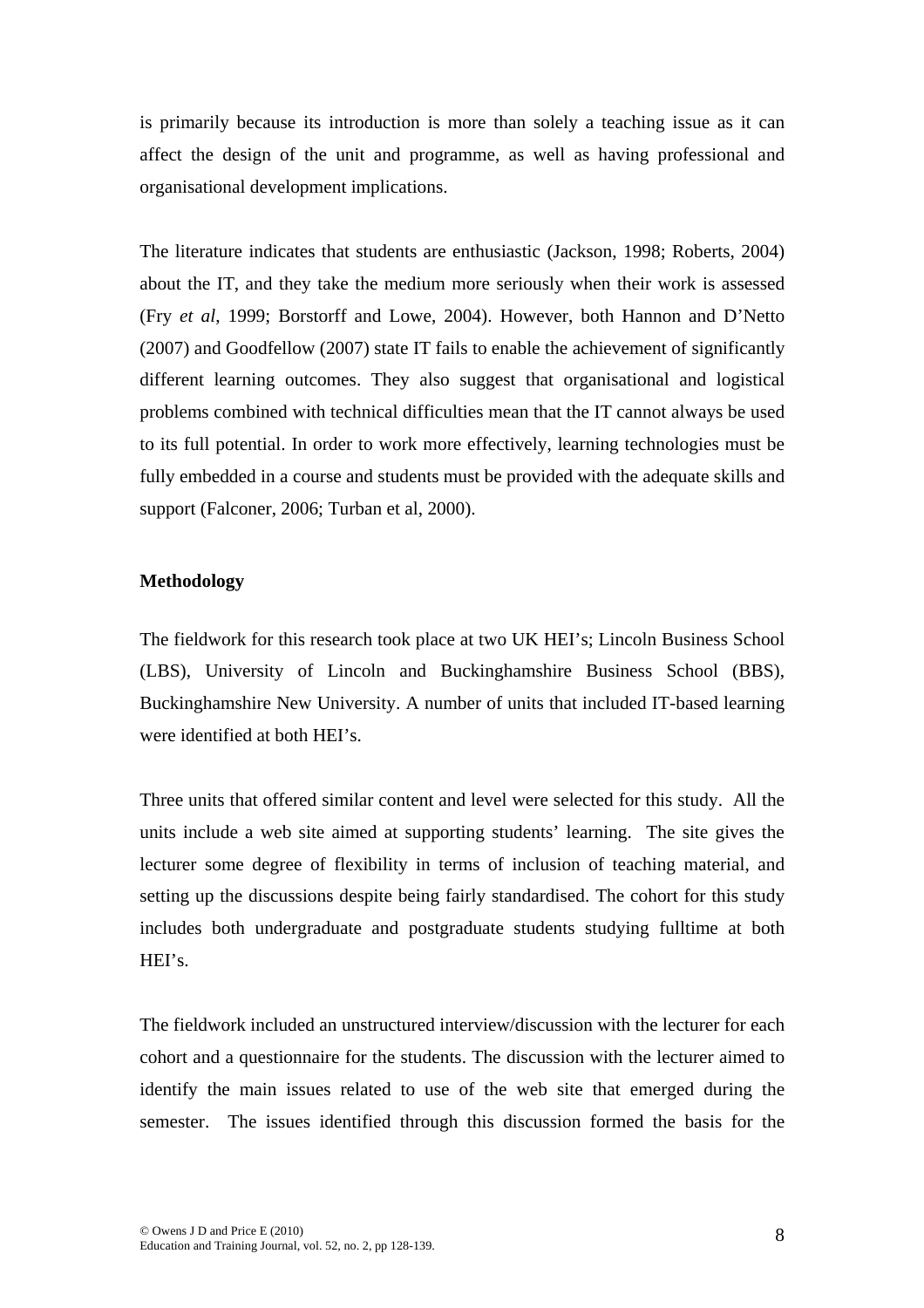is primarily because its introduction is more than solely a teaching issue as it can affect the design of the unit and programme, as well as having professional and organisational development implications.

The literature indicates that students are enthusiastic (Jackson, 1998; Roberts, 2004) about the IT, and they take the medium more seriously when their work is assessed (Fry *et al*, 1999; Borstorff and Lowe, 2004). However, both Hannon and D'Netto (2007) and Goodfellow (2007) state IT fails to enable the achievement of significantly different learning outcomes. They also suggest that organisational and logistical problems combined with technical difficulties mean that the IT cannot always be used to its full potential. In order to work more effectively, learning technologies must be fully embedded in a course and students must be provided with the adequate skills and support (Falconer, 2006; Turban et al, 2000).

**Methodology**

The fieldwork for this research took place at two UK HEI's; Lincoln Business School (LBS), University of Lincoln and Buckinghamshire Business School (BBS), Buckinghamshire New University. A number of units that included IT-based learning were identified at both HEI's.

Three units that offered similar content and level were selected for this study. All the units include a web site aimed at supporting students' learning. The site gives the lecturer some degree of flexibility in terms of inclusion of teaching material, and setting up the discussions despite being fairly standardised. The cohort for this study includes both undergraduate and postgraduate students studying fulltime at both HEI's.

The fieldwork included an unstructured interview/discussion with the lecturer for each cohort and a questionnaire for the students. The discussion with the lecturer aimed to identify the main issues related to use of the web site that emerged during the semester. The issues identified through this discussion formed the basis for the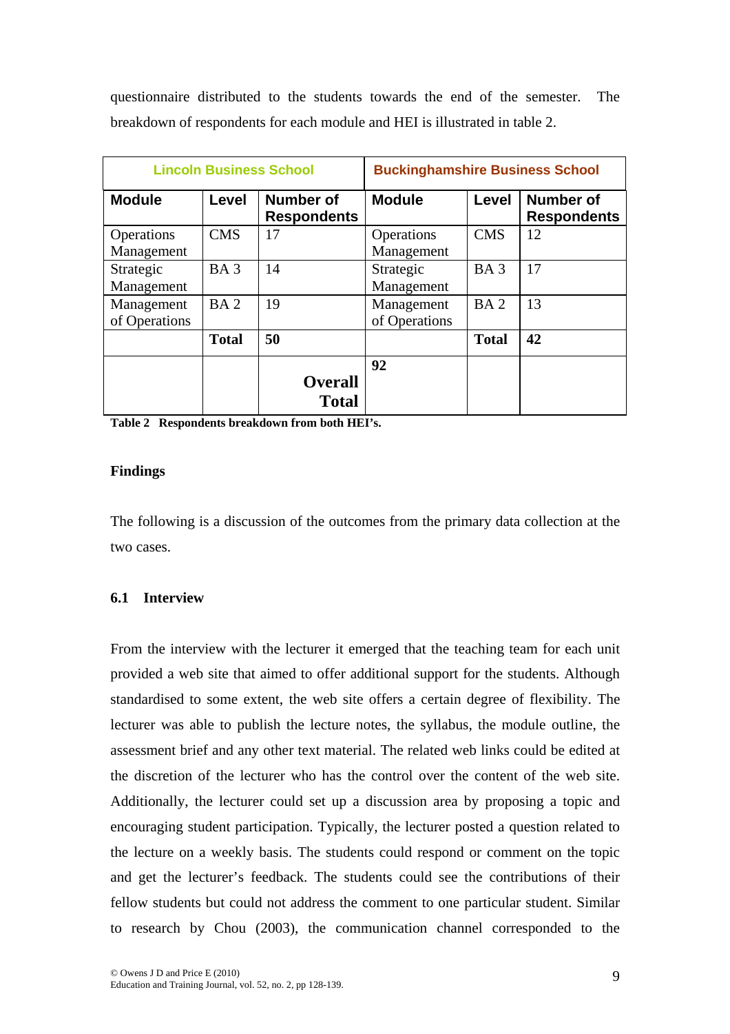questionnaire distributed to the students towards the end of the semester. The breakdown of respondents for each module and HEI is illustrated in table 2.

| Lincoln Business School | | | Buckinghamshire Business School | | |
|---|---|---|---|---|---|
| **Module** | **Level** | **Number of Respondents** | **Module** | **Level** | **Number of Respondents** |
| Operations Management | CMS | 17 | Operations Management | CMS | 12 |
| Strategic Management | BA 3 | 14 | Strategic Management | BA 3 | 17 |
| Management of Operations | BA 2 | 19 | Management of Operations | BA 2 | 13 |
| | **Total** | **50** | | **Total** | **42** |
| | | **Overall Total** | **92** | | |

**Table 2 Respondents breakdown from both HEI's.**

**Findings**

The following is a discussion of the outcomes from the primary data collection at the two cases.

### 6.1 Interview

From the interview with the lecturer it emerged that the teaching team for each unit provided a web site that aimed to offer additional support for the students. Although standardised to some extent, the web site offers a certain degree of flexibility. The lecturer was able to publish the lecture notes, the syllabus, the module outline, the assessment brief and any other text material. The related web links could be edited at the discretion of the lecturer who has the control over the content of the web site. Additionally, the lecturer could set up a discussion area by proposing a topic and encouraging student participation. Typically, the lecturer posted a question related to the lecture on a weekly basis. The students could respond or comment on the topic and get the lecturer's feedback. The students could see the contributions of their fellow students but could not address the comment to one particular student. Similar to research by Chou (2003), the communication channel corresponded to the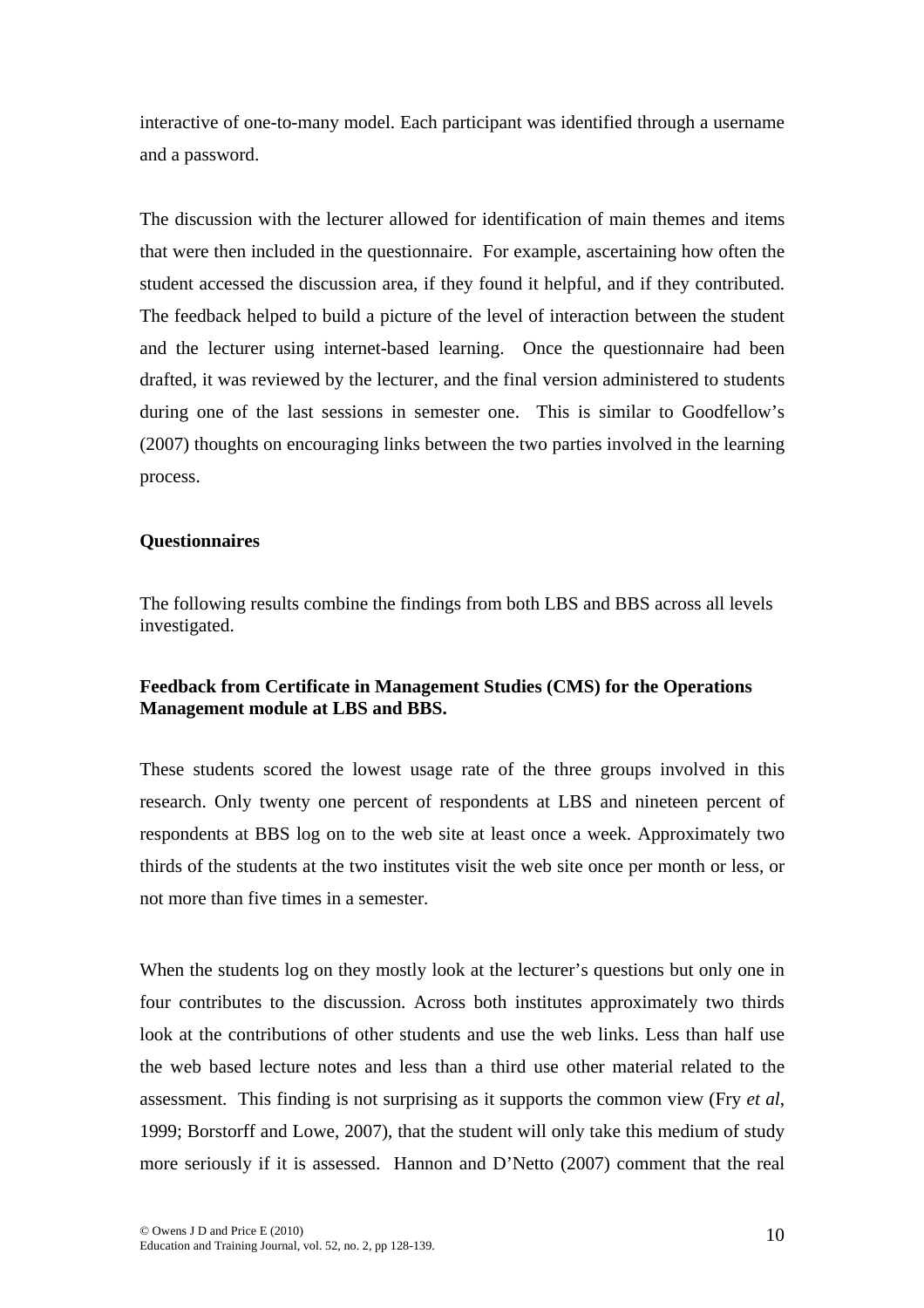interactive of one-to-many model. Each participant was identified through a username and a password.

The discussion with the lecturer allowed for identification of main themes and items that were then included in the questionnaire. For example, ascertaining how often the student accessed the discussion area, if they found it helpful, and if they contributed. The feedback helped to build a picture of the level of interaction between the student and the lecturer using internet-based learning. Once the questionnaire had been drafted, it was reviewed by the lecturer, and the final version administered to students during one of the last sessions in semester one. This is similar to Goodfellow's (2007) thoughts on encouraging links between the two parties involved in the learning process.

**Questionnaires**

The following results combine the findings from both LBS and BBS across all levels investigated.

**Feedback from Certificate in Management Studies (CMS) for the Operations Management module at LBS and BBS.**

These students scored the lowest usage rate of the three groups involved in this research. Only twenty one percent of respondents at LBS and nineteen percent of respondents at BBS log on to the web site at least once a week. Approximately two thirds of the students at the two institutes visit the web site once per month or less, or not more than five times in a semester.

When the students log on they mostly look at the lecturer's questions but only one in four contributes to the discussion. Across both institutes approximately two thirds look at the contributions of other students and use the web links. Less than half use the web based lecture notes and less than a third use other material related to the assessment. This finding is not surprising as it supports the common view (Fry *et al*, 1999; Borstorff and Lowe, 2007), that the student will only take this medium of study more seriously if it is assessed. Hannon and D'Netto (2007) comment that the real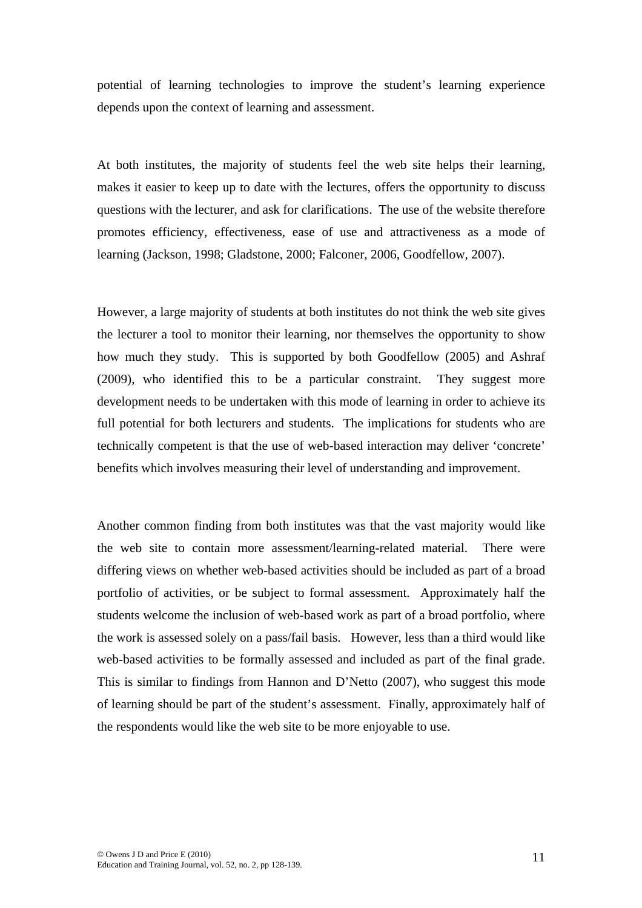potential of learning technologies to improve the student's learning experience depends upon the context of learning and assessment.

At both institutes, the majority of students feel the web site helps their learning, makes it easier to keep up to date with the lectures, offers the opportunity to discuss questions with the lecturer, and ask for clarifications. The use of the website therefore promotes efficiency, effectiveness, ease of use and attractiveness as a mode of learning (Jackson, 1998; Gladstone, 2000; Falconer, 2006, Goodfellow, 2007).

However, a large majority of students at both institutes do not think the web site gives the lecturer a tool to monitor their learning, nor themselves the opportunity to show how much they study. This is supported by both Goodfellow (2005) and Ashraf (2009), who identified this to be a particular constraint. They suggest more development needs to be undertaken with this mode of learning in order to achieve its full potential for both lecturers and students. The implications for students who are technically competent is that the use of web-based interaction may deliver 'concrete' benefits which involves measuring their level of understanding and improvement.

Another common finding from both institutes was that the vast majority would like the web site to contain more assessment/learning-related material. There were differing views on whether web-based activities should be included as part of a broad portfolio of activities, or be subject to formal assessment. Approximately half the students welcome the inclusion of web-based work as part of a broad portfolio, where the work is assessed solely on a pass/fail basis. However, less than a third would like web-based activities to be formally assessed and included as part of the final grade. This is similar to findings from Hannon and D'Netto (2007), who suggest this mode of learning should be part of the student's assessment. Finally, approximately half of the respondents would like the web site to be more enjoyable to use.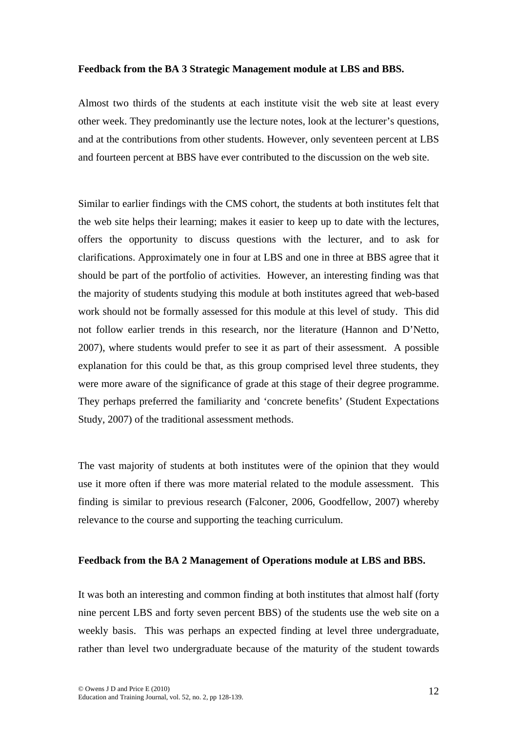**Feedback from the BA 3 Strategic Management module at LBS and BBS.**

Almost two thirds of the students at each institute visit the web site at least every other week. They predominantly use the lecture notes, look at the lecturer's questions, and at the contributions from other students. However, only seventeen percent at LBS and fourteen percent at BBS have ever contributed to the discussion on the web site.

Similar to earlier findings with the CMS cohort, the students at both institutes felt that the web site helps their learning; makes it easier to keep up to date with the lectures, offers the opportunity to discuss questions with the lecturer, and to ask for clarifications. Approximately one in four at LBS and one in three at BBS agree that it should be part of the portfolio of activities. However, an interesting finding was that the majority of students studying this module at both institutes agreed that web-based work should not be formally assessed for this module at this level of study. This did not follow earlier trends in this research, nor the literature (Hannon and D'Netto, 2007), where students would prefer to see it as part of their assessment. A possible explanation for this could be that, as this group comprised level three students, they were more aware of the significance of grade at this stage of their degree programme. They perhaps preferred the familiarity and 'concrete benefits' (Student Expectations Study, 2007) of the traditional assessment methods.

The vast majority of students at both institutes were of the opinion that they would use it more often if there was more material related to the module assessment. This finding is similar to previous research (Falconer, 2006, Goodfellow, 2007) whereby relevance to the course and supporting the teaching curriculum.

**Feedback from the BA 2 Management of Operations module at LBS and BBS.**

It was both an interesting and common finding at both institutes that almost half (forty nine percent LBS and forty seven percent BBS) of the students use the web site on a weekly basis. This was perhaps an expected finding at level three undergraduate, rather than level two undergraduate because of the maturity of the student towards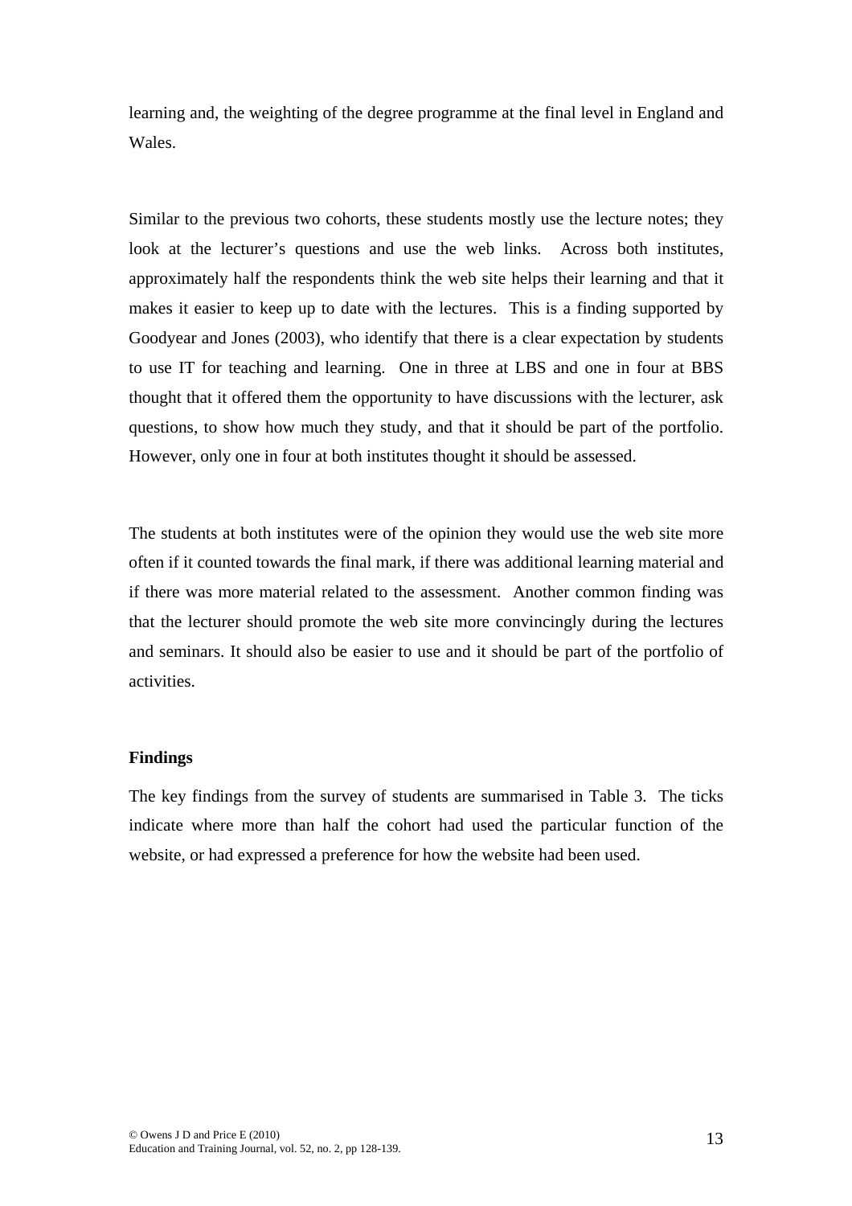learning and, the weighting of the degree programme at the final level in England and Wales.

Similar to the previous two cohorts, these students mostly use the lecture notes; they look at the lecturer's questions and use the web links. Across both institutes, approximately half the respondents think the web site helps their learning and that it makes it easier to keep up to date with the lectures. This is a finding supported by Goodyear and Jones (2003), who identify that there is a clear expectation by students to use IT for teaching and learning. One in three at LBS and one in four at BBS thought that it offered them the opportunity to have discussions with the lecturer, ask questions, to show how much they study, and that it should be part of the portfolio. However, only one in four at both institutes thought it should be assessed.

The students at both institutes were of the opinion they would use the web site more often if it counted towards the final mark, if there was additional learning material and if there was more material related to the assessment. Another common finding was that the lecturer should promote the web site more convincingly during the lectures and seminars. It should also be easier to use and it should be part of the portfolio of activities.

**Findings**

The key findings from the survey of students are summarised in Table 3. The ticks indicate where more than half the cohort had used the particular function of the website, or had expressed a preference for how the website had been used.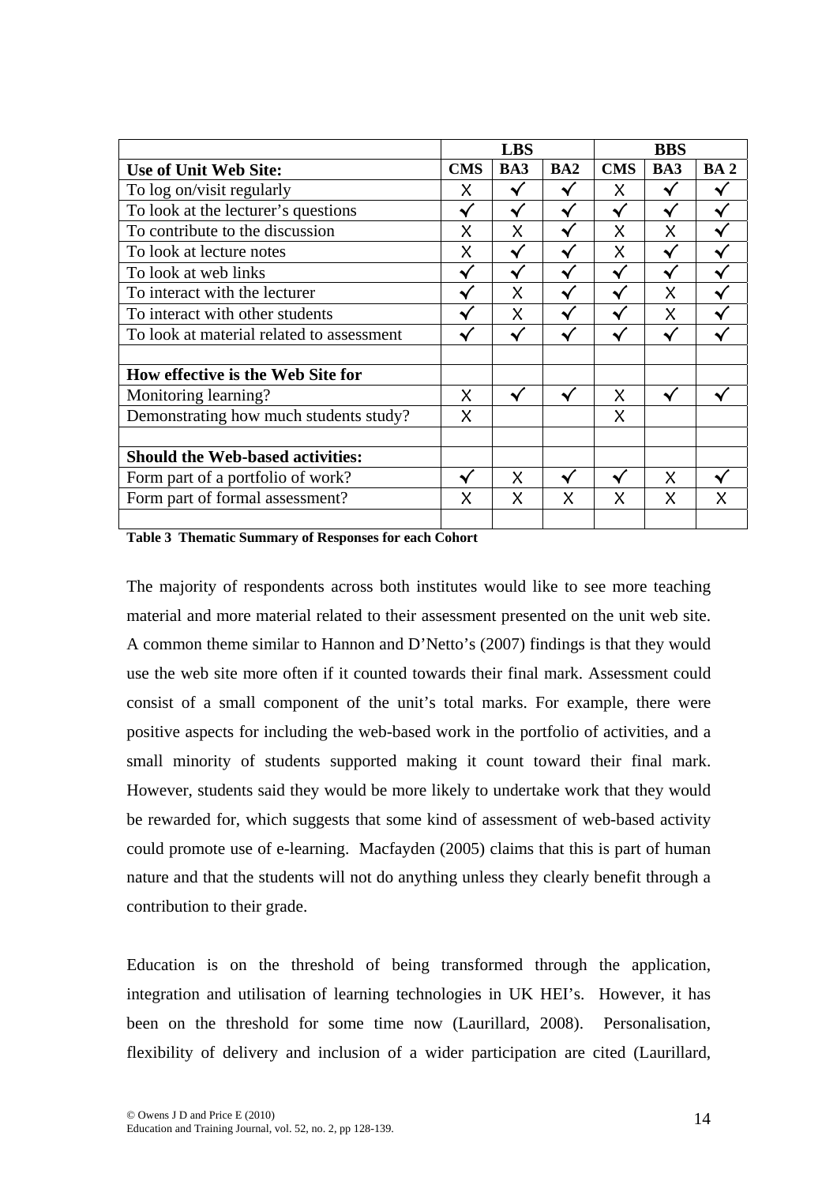| | LBS | | | BBS | | |
|---|---|---|---|---|---|---|
| **Use of Unit Web Site:** | **CMS** | **BA3** | **BA2** | **CMS** | **BA3** | **BA 2** |
| To log on/visit regularly | X | ✓ | ✓ | X | ✓ | ✓ |
| To look at the lecturer's questions | ✓ | ✓ | ✓ | ✓ | ✓ | ✓ |
| To contribute to the discussion | X | X | ✓ | X | X | ✓ |
| To look at lecture notes | X | ✓ | ✓ | X | ✓ | ✓ |
| To look at web links | ✓ | ✓ | ✓ | ✓ | ✓ | ✓ |
| To interact with the lecturer | ✓ | X | ✓ | ✓ | X | ✓ |
| To interact with other students | ✓ | X | ✓ | ✓ | X | ✓ |
| To look at material related to assessment | ✓ | ✓ | ✓ | ✓ | ✓ | ✓ |
| | | | | | | |
| **How effective is the Web Site for** | | | | | | |
| Monitoring learning? | X | ✓ | ✓ | X | ✓ | ✓ |
| Demonstrating how much students study? | X | | | X | | |
| | | | | | | |
| **Should the Web-based activities:** | | | | | | |
| Form part of a portfolio of work? | ✓ | X | ✓ | ✓ | X | ✓ |
| Form part of formal assessment? | X | X | X | X | X | X |
| | | | | | | |

**Table 3 Thematic Summary of Responses for each Cohort**

The majority of respondents across both institutes would like to see more teaching material and more material related to their assessment presented on the unit web site. A common theme similar to Hannon and D'Netto's (2007) findings is that they would use the web site more often if it counted towards their final mark. Assessment could consist of a small component of the unit's total marks. For example, there were positive aspects for including the web-based work in the portfolio of activities, and a small minority of students supported making it count toward their final mark. However, students said they would be more likely to undertake work that they would be rewarded for, which suggests that some kind of assessment of web-based activity could promote use of e-learning. Macfayden (2005) claims that this is part of human nature and that the students will not do anything unless they clearly benefit through a contribution to their grade.

Education is on the threshold of being transformed through the application, integration and utilisation of learning technologies in UK HEI's. However, it has been on the threshold for some time now (Laurillard, 2008). Personalisation, flexibility of delivery and inclusion of a wider participation are cited (Laurillard,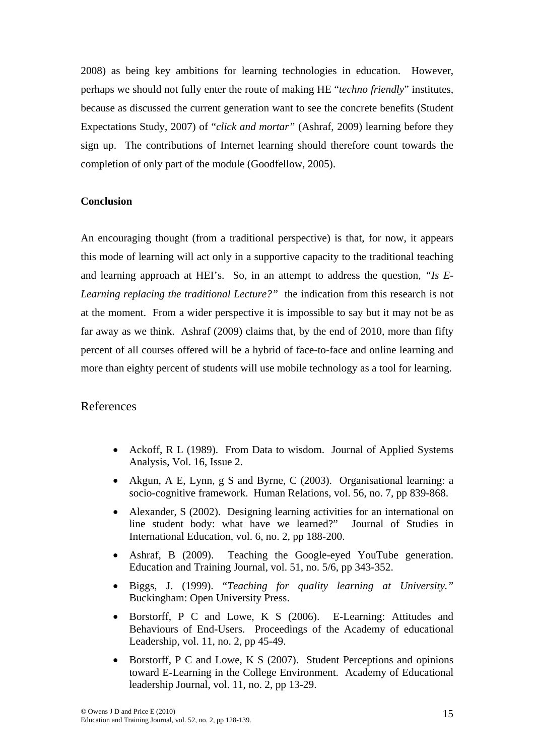2008) as being key ambitions for learning technologies in education. However, perhaps we should not fully enter the route of making HE "*techno friendly*" institutes, because as discussed the current generation want to see the concrete benefits (Student Expectations Study, 2007) of "*click and mortar"* (Ashraf, 2009) learning before they sign up. The contributions of Internet learning should therefore count towards the completion of only part of the module (Goodfellow, 2005).

**Conclusion**

An encouraging thought (from a traditional perspective) is that, for now, it appears this mode of learning will act only in a supportive capacity to the traditional teaching and learning approach at HEI's. So, in an attempt to address the question, "*Is E-Learning replacing the traditional Lecture?"* the indication from this research is not at the moment. From a wider perspective it is impossible to say but it may not be as far away as we think. Ashraf (2009) claims that, by the end of 2010, more than fifty percent of all courses offered will be a hybrid of face-to-face and online learning and more than eighty percent of students will use mobile technology as a tool for learning.

## References

- Ackoff, R L (1989). From Data to wisdom. Journal of Applied Systems Analysis, Vol. 16, Issue 2.
- Akgun, A E, Lynn, g S and Byrne, C (2003). Organisational learning: a socio-cognitive framework. Human Relations, vol. 56, no. 7, pp 839-868.
- Alexander, S (2002). Designing learning activities for an international on line student body: what have we learned?" Journal of Studies in International Education, vol. 6, no. 2, pp 188-200.
- Ashraf, B (2009). Teaching the Google-eyed YouTube generation. Education and Training Journal, vol. 51, no. 5/6, pp 343-352.
- Biggs, J. (1999). "*Teaching for quality learning at University."* Buckingham: Open University Press.
- Borstorff, P C and Lowe, K S (2006). E-Learning: Attitudes and Behaviours of End-Users. Proceedings of the Academy of educational Leadership, vol. 11, no. 2, pp 45-49.
- Borstorff, P C and Lowe, K S (2007). Student Perceptions and opinions toward E-Learning in the College Environment. Academy of Educational leadership Journal, vol. 11, no. 2, pp 13-29.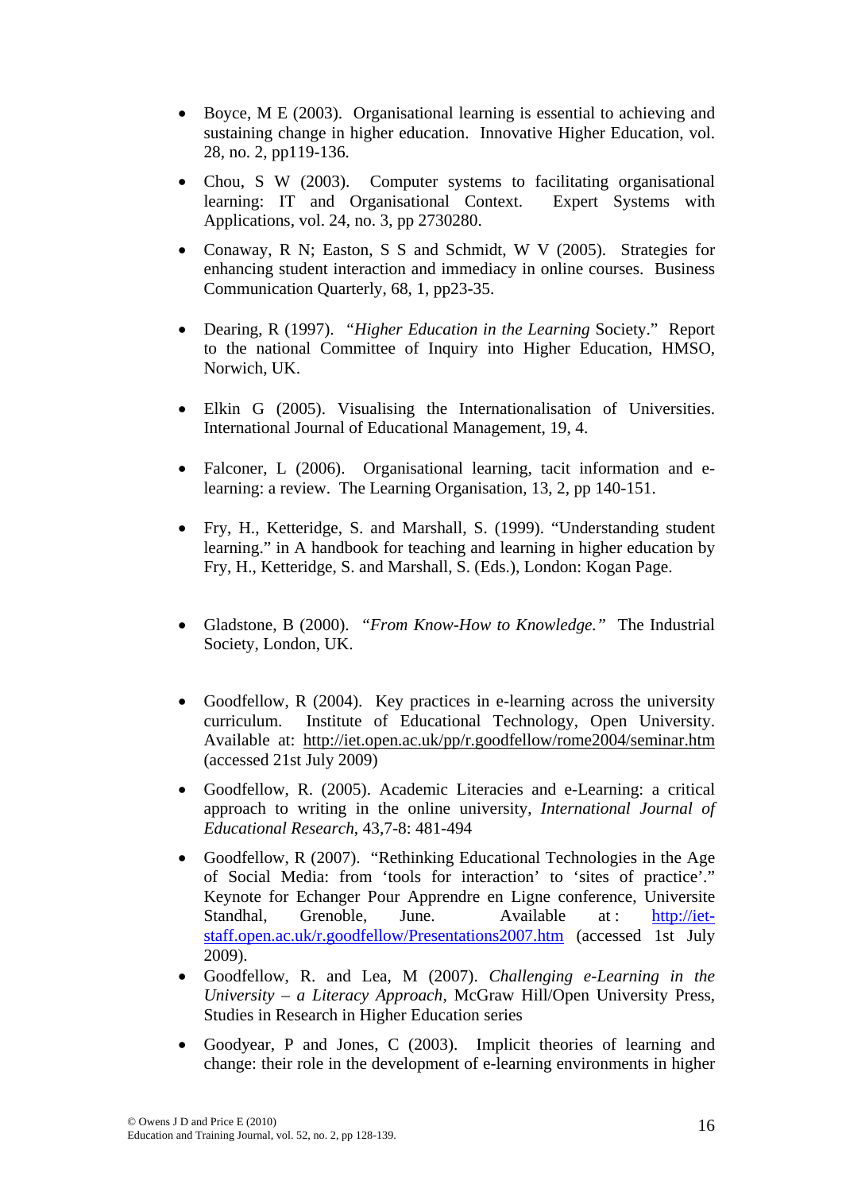- Boyce, M E (2003). Organisational learning is essential to achieving and sustaining change in higher education. Innovative Higher Education, vol. 28, no. 2, pp119-136.
- Chou, S W (2003). Computer systems to facilitating organisational learning: IT and Organisational Context. Expert Systems with Applications, vol. 24, no. 3, pp 2730280.
- Conaway, R N; Easton, S S and Schmidt, W V (2005). Strategies for enhancing student interaction and immediacy in online courses. Business Communication Quarterly, 68, 1, pp23-35.
- Dearing, R (1997). *"Higher Education in the Learning* Society." Report to the national Committee of Inquiry into Higher Education, HMSO, Norwich, UK.
- Elkin G (2005). Visualising the Internationalisation of Universities. International Journal of Educational Management, 19, 4.
- Falconer, L (2006). Organisational learning, tacit information and e-learning: a review. The Learning Organisation, 13, 2, pp 140-151.
- Fry, H., Ketteridge, S. and Marshall, S. (1999). "Understanding student learning." in A handbook for teaching and learning in higher education by Fry, H., Ketteridge, S. and Marshall, S. (Eds.), London: Kogan Page.
- Gladstone, B (2000). *"From Know-How to Knowledge."* The Industrial Society, London, UK.
- Goodfellow, R (2004). Key practices in e-learning across the university curriculum. Institute of Educational Technology, Open University. Available at: http://iet.open.ac.uk/pp/r.goodfellow/rome2004/seminar.htm (accessed 21st July 2009)
- Goodfellow, R. (2005). Academic Literacies and e-Learning: a critical approach to writing in the online university, *International Journal of Educational Research*, 43,7-8: 481-494
- Goodfellow, R (2007). "Rethinking Educational Technologies in the Age of Social Media: from 'tools for interaction' to 'sites of practice'." Keynote for Echanger Pour Apprendre en Ligne conference, Universite Standhal, Grenoble, June. Available at : http://iet-staff.open.ac.uk/r.goodfellow/Presentations2007.htm (accessed 1st July 2009).
- Goodfellow, R. and Lea, M (2007). *Challenging e-Learning in the University – a Literacy Approach*, McGraw Hill/Open University Press, Studies in Research in Higher Education series
- Goodyear, P and Jones, C (2003). Implicit theories of learning and change: their role in the development of e-learning environments in higher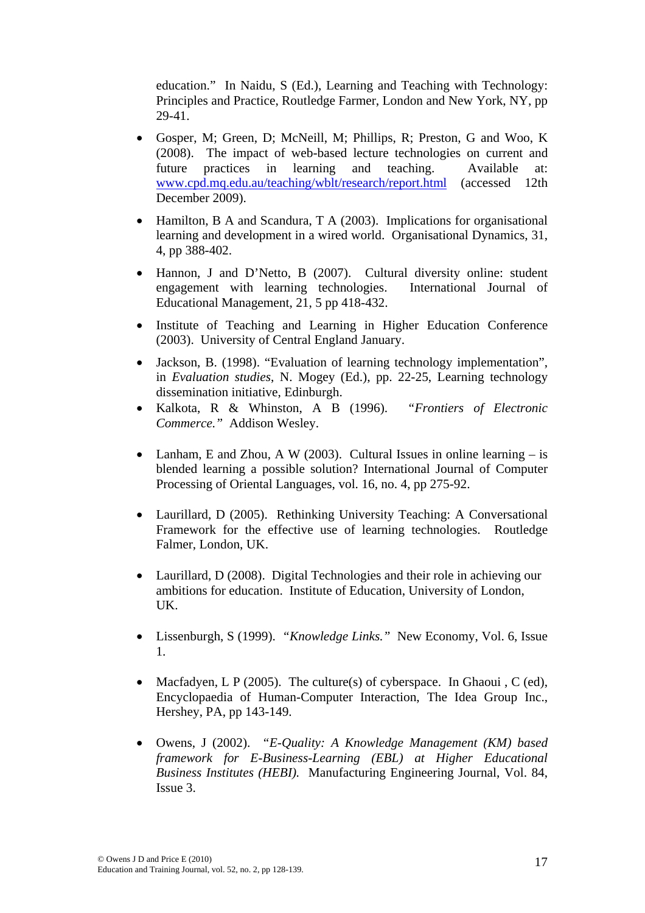education." In Naidu, S (Ed.), Learning and Teaching with Technology: Principles and Practice, Routledge Farmer, London and New York, NY, pp 29-41.

- Gosper, M; Green, D; McNeill, M; Phillips, R; Preston, G and Woo, K (2008). The impact of web-based lecture technologies on current and future practices in learning and teaching. Available at: www.cpd.mq.edu.au/teaching/wblt/research/report.html (accessed 12th December 2009).

- Hamilton, B A and Scandura, T A (2003). Implications for organisational learning and development in a wired world. Organisational Dynamics, 31, 4, pp 388-402.

- Hannon, J and D'Netto, B (2007). Cultural diversity online: student engagement with learning technologies. International Journal of Educational Management, 21, 5 pp 418-432.

- Institute of Teaching and Learning in Higher Education Conference (2003). University of Central England January.

- Jackson, B. (1998). "Evaluation of learning technology implementation", in *Evaluation studies*, N. Mogey (Ed.), pp. 22-25, Learning technology dissemination initiative, Edinburgh.
- Kalkota, R & Whinston, A B (1996). *"Frontiers of Electronic Commerce."* Addison Wesley.

- Lanham, E and Zhou, A W (2003). Cultural Issues in online learning – is blended learning a possible solution? International Journal of Computer Processing of Oriental Languages, vol. 16, no. 4, pp 275-92.

- Laurillard, D (2005). Rethinking University Teaching: A Conversational Framework for the effective use of learning technologies. Routledge Falmer, London, UK.

- Laurillard, D (2008). Digital Technologies and their role in achieving our ambitions for education. Institute of Education, University of London, UK.

- Lissenburgh, S (1999). *"Knowledge Links."* New Economy, Vol. 6, Issue 1.

- Macfadyen, L P (2005). The culture(s) of cyberspace. In Ghaoui , C (ed), Encyclopaedia of Human-Computer Interaction, The Idea Group Inc., Hershey, PA, pp 143-149.

- Owens, J (2002). *"E-Quality: A Knowledge Management (KM) based framework for E-Business-Learning (EBL) at Higher Educational Business Institutes (HEBI).* Manufacturing Engineering Journal, Vol. 84, Issue 3.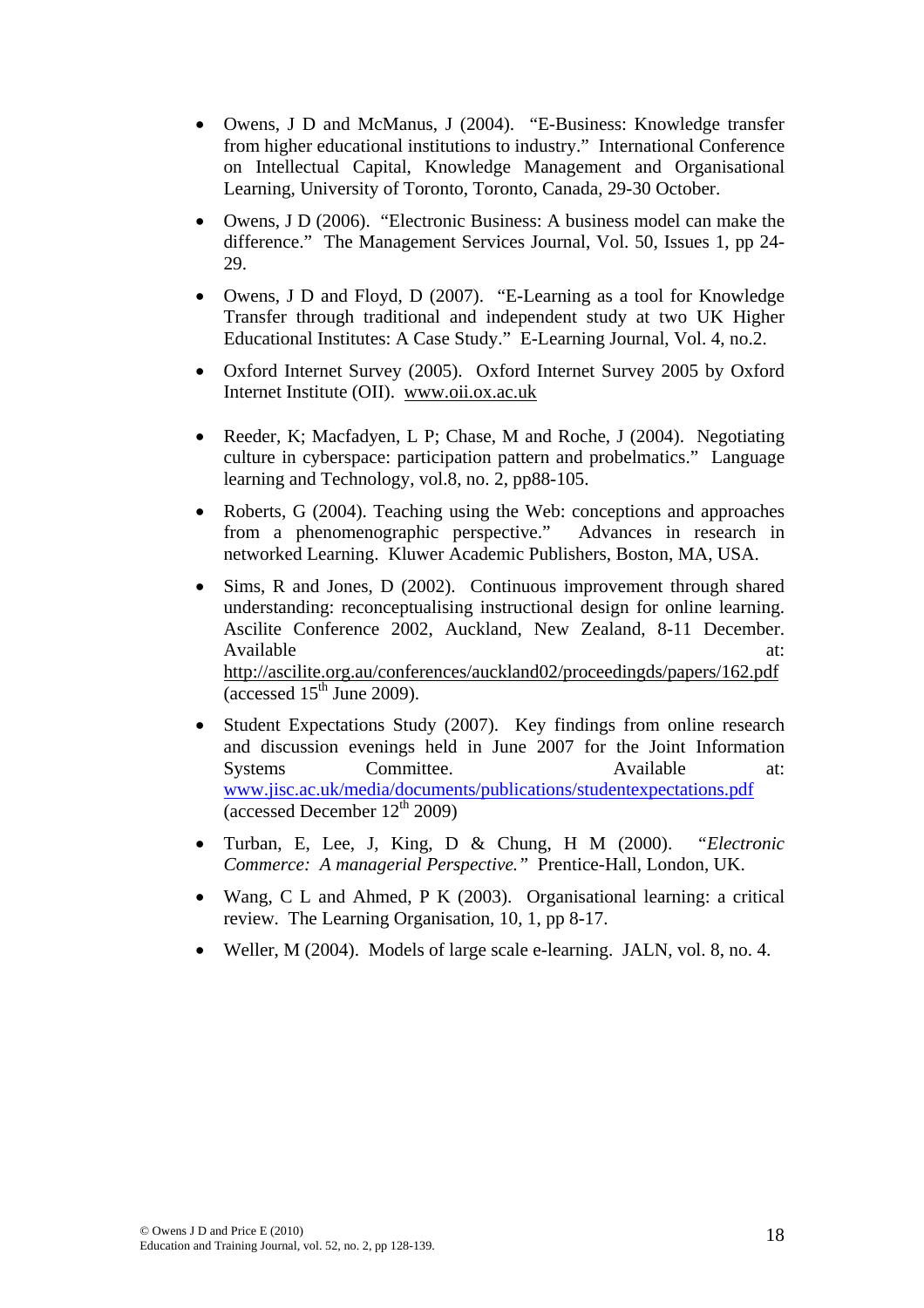- Owens, J D and McManus, J (2004). "E-Business: Knowledge transfer from higher educational institutions to industry." International Conference on Intellectual Capital, Knowledge Management and Organisational Learning, University of Toronto, Toronto, Canada, 29-30 October.

- Owens, J D (2006). "Electronic Business: A business model can make the difference." The Management Services Journal, Vol. 50, Issues 1, pp 24-29.

- Owens, J D and Floyd, D (2007). "E-Learning as a tool for Knowledge Transfer through traditional and independent study at two UK Higher Educational Institutes: A Case Study." E-Learning Journal, Vol. 4, no.2.

- Oxford Internet Survey (2005). Oxford Internet Survey 2005 by Oxford Internet Institute (OII). www.oii.ox.ac.uk

- Reeder, K; Macfadyen, L P; Chase, M and Roche, J (2004). Negotiating culture in cyberspace: participation pattern and probelmatics." Language learning and Technology, vol.8, no. 2, pp88-105.

- Roberts, G (2004). Teaching using the Web: conceptions and approaches from a phenomenographic perspective." Advances in research in networked Learning. Kluwer Academic Publishers, Boston, MA, USA.

- Sims, R and Jones, D (2002). Continuous improvement through shared understanding: reconceptualising instructional design for online learning. Ascilite Conference 2002, Auckland, New Zealand, 8-11 December. Available at: http://ascilite.org.au/conferences/auckland02/proceedingds/papers/162.pdf (accessed 15th June 2009).

- Student Expectations Study (2007). Key findings from online research and discussion evenings held in June 2007 for the Joint Information Systems Committee. Available at: www.jisc.ac.uk/media/documents/publications/studentexpectations.pdf (accessed December 12th 2009)

- Turban, E, Lee, J, King, D & Chung, H M (2000). *"Electronic Commerce: A managerial Perspective."* Prentice-Hall, London, UK.

- Wang, C L and Ahmed, P K (2003). Organisational learning: a critical review. The Learning Organisation, 10, 1, pp 8-17.

- Weller, M (2004). Models of large scale e-learning. JALN, vol. 8, no. 4.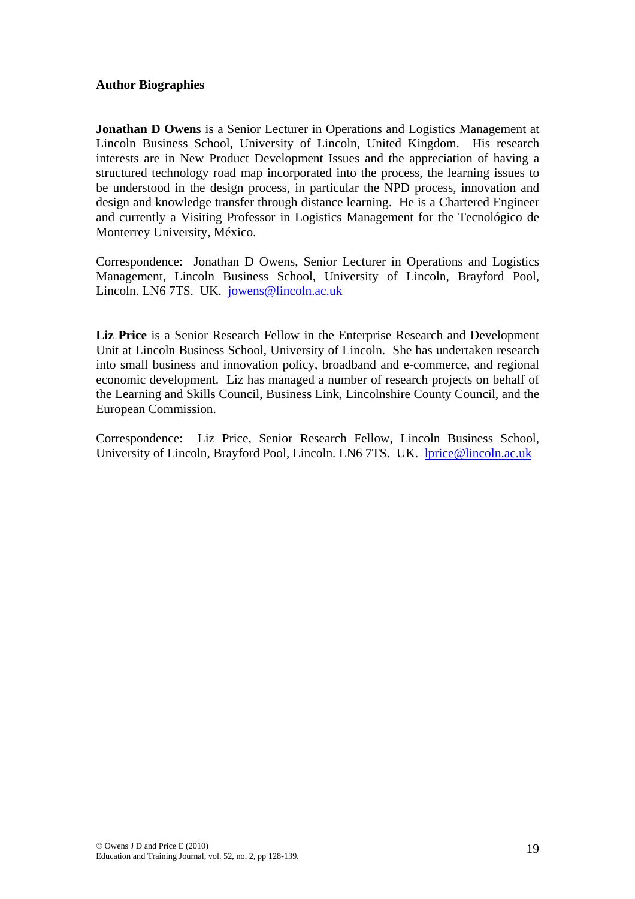**Author Biographies**

**Jonathan D Owens** is a Senior Lecturer in Operations and Logistics Management at Lincoln Business School, University of Lincoln, United Kingdom. His research interests are in New Product Development Issues and the appreciation of having a structured technology road map incorporated into the process, the learning issues to be understood in the design process, in particular the NPD process, innovation and design and knowledge transfer through distance learning. He is a Chartered Engineer and currently a Visiting Professor in Logistics Management for the Tecnológico de Monterrey University, México.

Correspondence: Jonathan D Owens, Senior Lecturer in Operations and Logistics Management, Lincoln Business School, University of Lincoln, Brayford Pool, Lincoln. LN6 7TS. UK. jowens@lincoln.ac.uk

**Liz Price** is a Senior Research Fellow in the Enterprise Research and Development Unit at Lincoln Business School, University of Lincoln. She has undertaken research into small business and innovation policy, broadband and e-commerce, and regional economic development. Liz has managed a number of research projects on behalf of the Learning and Skills Council, Business Link, Lincolnshire County Council, and the European Commission.

Correspondence: Liz Price, Senior Research Fellow, Lincoln Business School, University of Lincoln, Brayford Pool, Lincoln. LN6 7TS. UK. lprice@lincoln.ac.uk